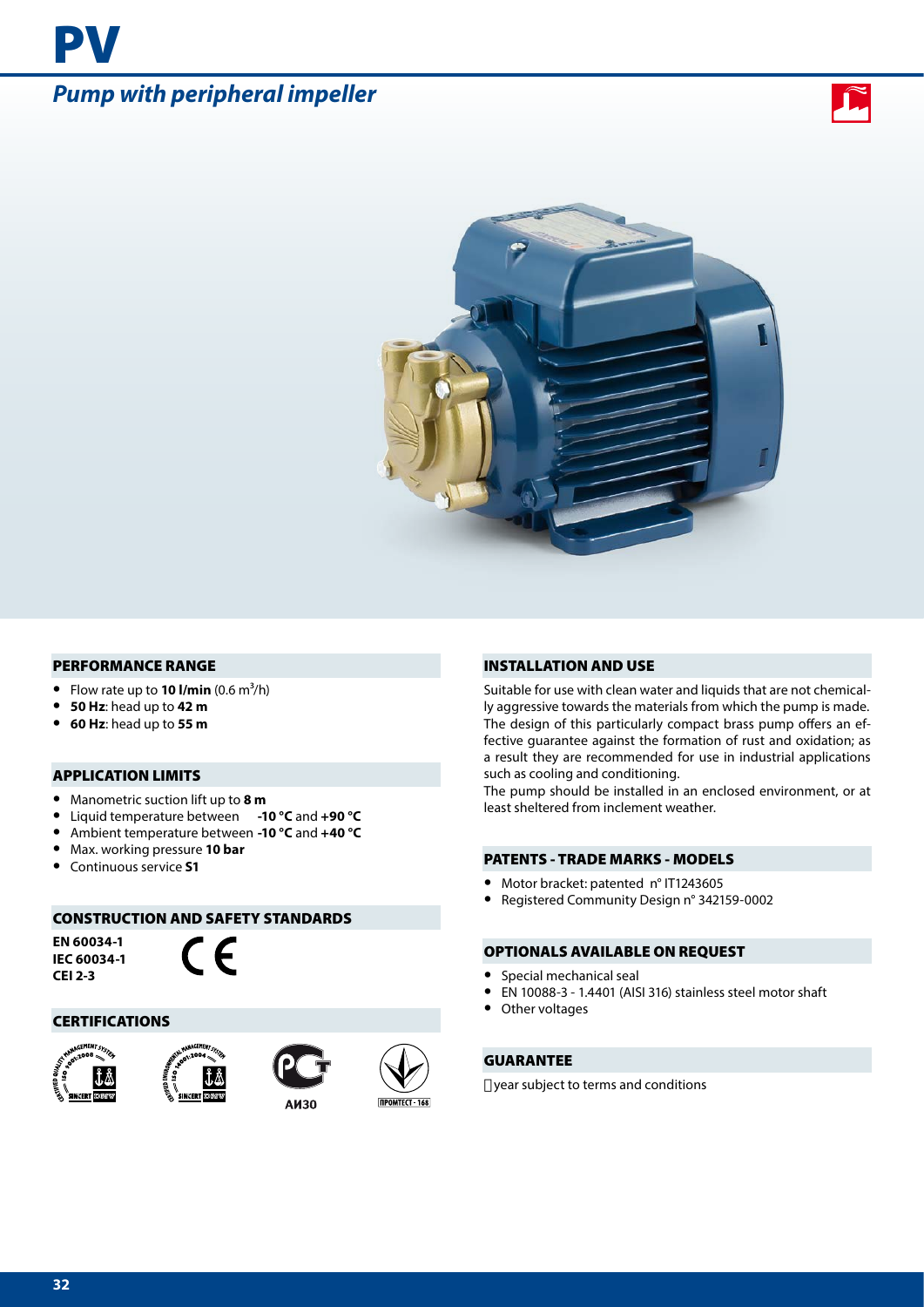# PV

## *Pump with peripheral impeller*

### PERFORMANCE RANGE

- Flow rate up to **10 l/min** (0.6 $m^3$/h)
- **50 Hz**: head up to **42 m**
- **60 Hz**: head up to **55 m**

### APPLICATION LIMITS

- Manometric suction lift up to **8 m**
- Liquid temperature between **-10 °C** and **+90 °C**
- Ambient temperature between **-10 °C** and **+40 °C**
- Max. working pressure **10 bar**
- Continuous service **S1**

### CONSTRUCTION AND SAFETY STANDARDS

**EN 60034-1**
**IEC 60034-1**
**CEI 2-3**

CE

### CERTIFICATIONS

AИ30

ПРОМТЕСТ - 166

### INSTALLATION AND USE

Suitable for use with clean water and liquids that are not chemically aggressive towards the materials from which the pump is made. The design of this particularly compact brass pump offers an effective guarantee against the formation of rust and oxidation; as a result they are recommended for use in industrial applications such as cooling and conditioning.
The pump should be installed in an enclosed environment, or at least sheltered from inclement weather.

### PATENTS - TRADE MARKS - MODELS

- Motor bracket: patented n° IT1243605
- Registered Community Design n° 342159-0002

### OPTIONALS AVAILABLE ON REQUEST

- Special mechanical seal
- EN 10088-3 - 1.4401 (AISI 316) stainless steel motor shaft
- Other voltages

### GUARANTEE

year subject to terms and conditions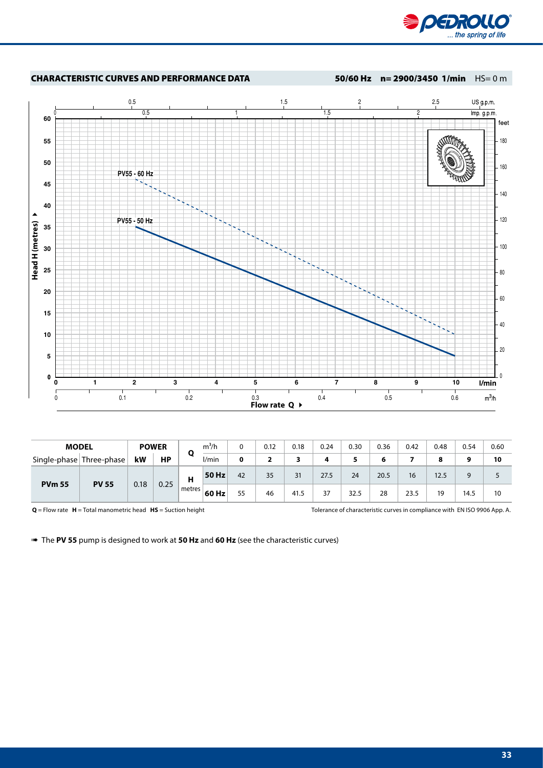## CHARACTERISTIC CURVES AND PERFORMANCE DATA

**50/60 Hz  n= 2900/3450 1/min**  HS= 0 m

| MODEL | | POWER | | Q | $m^3/h$ | 0 | 0.12 | 0.18 | 0.24 | 0.30 | 0.36 | 0.42 | 0.48 | 0.54 | 0.60 |
|---|---|---|---|---|---|---|---|---|---|---|---|---|---|---|---|
| Single-phase | Three-phase | kW | HP | | l/min | **0** | **2** | **3** | **4** | **5** | **6** | **7** | **8** | **9** | **10** |
| **PVm 55** | **PV 55** | 0.18 | 0.25 | **H** metres | **50 Hz** | 42 | 35 | 31 | 27.5 | 24 | 20.5 | 16 | 12.5 | 9 | 5 |
| | | | | | **60 Hz** | 55 | 46 | 41.5 | 37 | 32.5 | 28 | 23.5 | 19 | 14.5 | 10 |

**Q** = Flow rate **H** = Total manometric head **HS** = Suction height

Tolerance of characteristic curves in compliance with EN ISO 9906 App. A.

➠ The **PV 55** pump is designed to work at **50 Hz** and **60 Hz** (see the characteristic curves)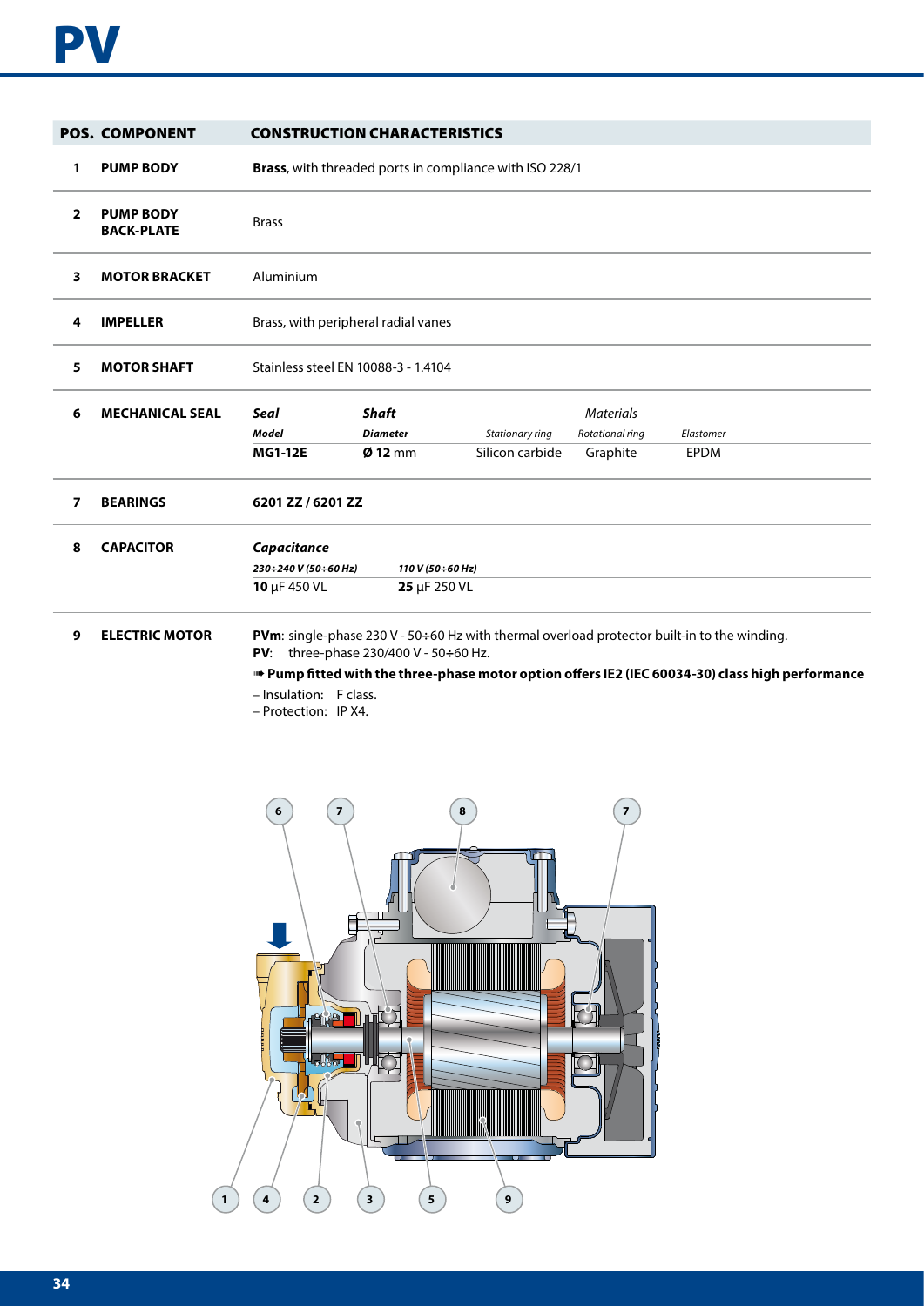# PV

| POS. | COMPONENT | CONSTRUCTION CHARACTERISTICS | | | | |
|---|---|---|---|---|---|---|
| 1 | **PUMP BODY** | **Brass**, with threaded ports in compliance with ISO 228/1 | | | | |
| 2 | **PUMP BODY BACK-PLATE** | Brass | | | | |
| 3 | **MOTOR BRACKET** | Aluminium | | | | |
| 4 | **IMPELLER** | Brass, with peripheral radial vanes | | | | |
| 5 | **MOTOR SHAFT** | Stainless steel EN 10088-3 - 1.4104 | | | | |
| 6 | **MECHANICAL SEAL** | ***Seal*** | ***Shaft*** | | *Materials* | |
| | | ***Model*** | ***Diameter*** | *Stationary ring* | *Rotational ring* | *Elastomer* |
| | | **MG1-12E** | **Ø 12** mm | Silicon carbide | Graphite | EPDM |
| 7 | **BEARINGS** | **6201 ZZ / 6201 ZZ** | | | | |
| 8 | **CAPACITOR** | ***Capacitance*** | | | | |
| | | ***230÷240 V (50÷60 Hz)*** | ***110 V (50÷60 Hz)*** | | | |
| | | **10** µF 450 VL | **25** µF 250 VL | | | |
| 9 | **ELECTRIC MOTOR** | **PVm**: single-phase 230 V - 50÷60 Hz with thermal overload protector built-in to the winding.<br>**PV**: three-phase 230/400 V - 50÷60 Hz.<br>➠ **Pump fitted with the three-phase motor option offers IE2 (IEC 60034-30) class high performance**<br>– Insulation: F class.<br>– Protection: IP X4. | | | | |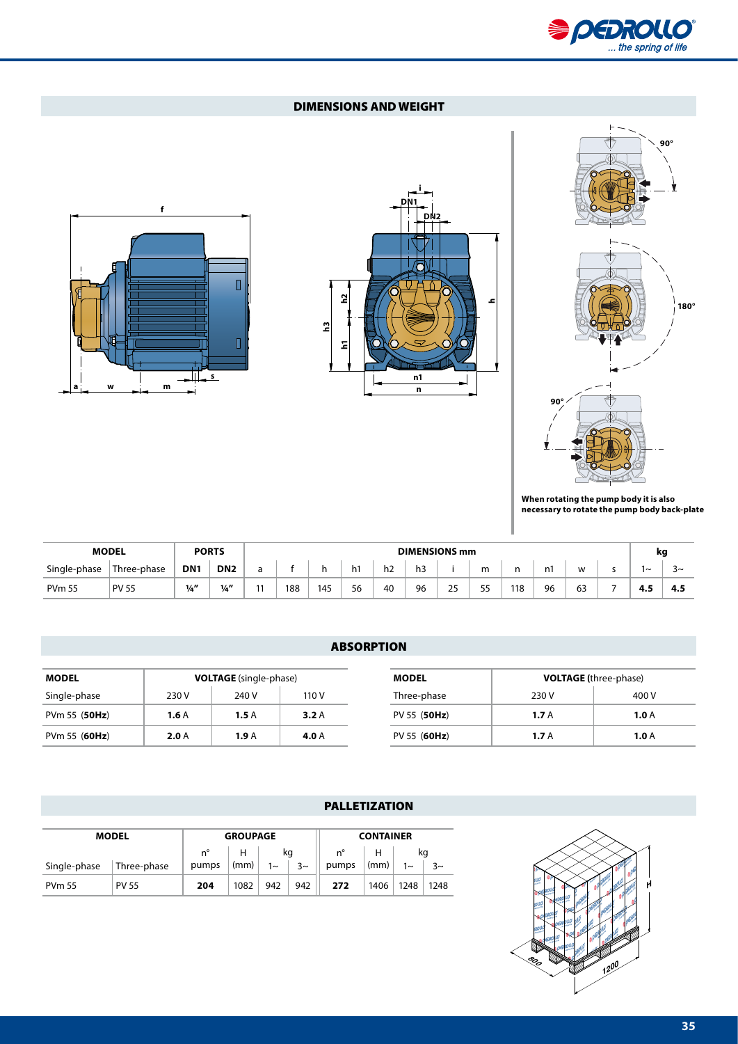## DIMENSIONS AND WEIGHT

When rotating the pump body it is also necessary to rotate the pump body back-plate

| MODEL | | PORTS | | DIMENSIONS mm | | | | | | | | | | | | | kg | |
|---|---|---|---|---|---|---|---|---|---|---|---|---|---|---|---|---|---|---|
| Single-phase | Three-phase | DN1 | DN2 | a | f | h | h1 | h2 | h3 | i | m | n | n1 | w | s | | 1~ | 3~ |
| PVm 55 | PV 55 | ¼" | ¼" | 11 | 188 | 145 | 56 | 40 | 96 | 25 | 55 | 118 | 96 | 63 | 7 | | **4.5** | **4.5** |

## ABSORPTION

| MODEL | VOLTAGE (single-phase) | | |
|---|---|---|---|
| Single-phase | 230 V | 240 V | 110 V |
| PVm 55 (**50Hz**) | **1.6** A | **1.5** A | **3.2** A |
| PVm 55 (**60Hz**) | **2.0** A | **1.9** A | **4.0** A |

| MODEL | VOLTAGE (three-phase) | |
|---|---|---|
| Three-phase | 230 V | 400 V |
| PV 55 (**50Hz**) | **1.7** A | **1.0** A |
| PV 55 (**60Hz**) | **1.7** A | **1.0** A |

## PALLETIZATION

| MODEL | | GROUPAGE | | | | CONTAINER | | | |
|---|---|---|---|---|---|---|---|---|---|
| | | n° | H | kg | | n° | H | kg | |
| Single-phase | Three-phase | pumps | (mm) | 1~ | 3~ | pumps | (mm) | 1~ | 3~ |
| PVm 55 | PV 55 | **204** | 1082 | 942 | 942 | **272** | 1406 | 1248 | 1248 |